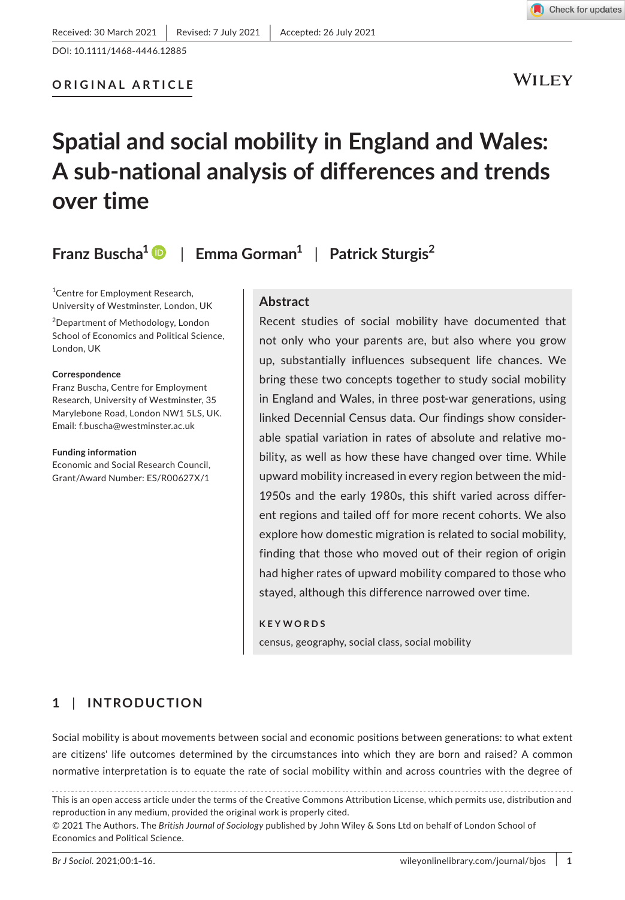Received: 30 March 2021 | Revised: 7 July 2021 | Accepted: 26 July 2021

DOI: 10.1111/1468-4446.12885

ORIGINAL ARTICLE

# Spatial and social mobility in England and Wales: A sub-national analysis of differences and trends over time

Franz Buscha[1] | Emma Gorman[1] | Patrick Sturgis[2]

[1]Centre for Employment Research, University of Westminster, London, UK

[2]Department of Methodology, London School of Economics and Political Science, London, UK

**Correspondence**
Franz Buscha, Centre for Employment Research, University of Westminster, 35 Marylebone Road, London NW1 5LS, UK.
Email: f.buscha@westminster.ac.uk

**Funding information**
Economic and Social Research Council, Grant/Award Number: ES/R00627X/1

## Abstract

Recent studies of social mobility have documented that not only who your parents are, but also where you grow up, substantially influences subsequent life chances. We bring these two concepts together to study social mobility in England and Wales, in three post-war generations, using linked Decennial Census data. Our findings show considerable spatial variation in rates of absolute and relative mobility, as well as how these have changed over time. While upward mobility increased in every region between the mid-1950s and the early 1980s, this shift varied across different regions and tailed off for more recent cohorts. We also explore how domestic migration is related to social mobility, finding that those who moved out of their region of origin had higher rates of upward mobility compared to those who stayed, although this difference narrowed over time.

**KEYWORDS**

census, geography, social class, social mobility

## 1 | INTRODUCTION

Social mobility is about movements between social and economic positions between generations: to what extent are citizens' life outcomes determined by the circumstances into which they are born and raised? A common normative interpretation is to equate the rate of social mobility within and across countries with the degree of

This is an open access article under the terms of the Creative Commons Attribution License, which permits use, distribution and reproduction in any medium, provided the original work is properly cited.
© 2021 The Authors. The *British Journal of Sociology* published by John Wiley & Sons Ltd on behalf of London School of Economics and Political Science.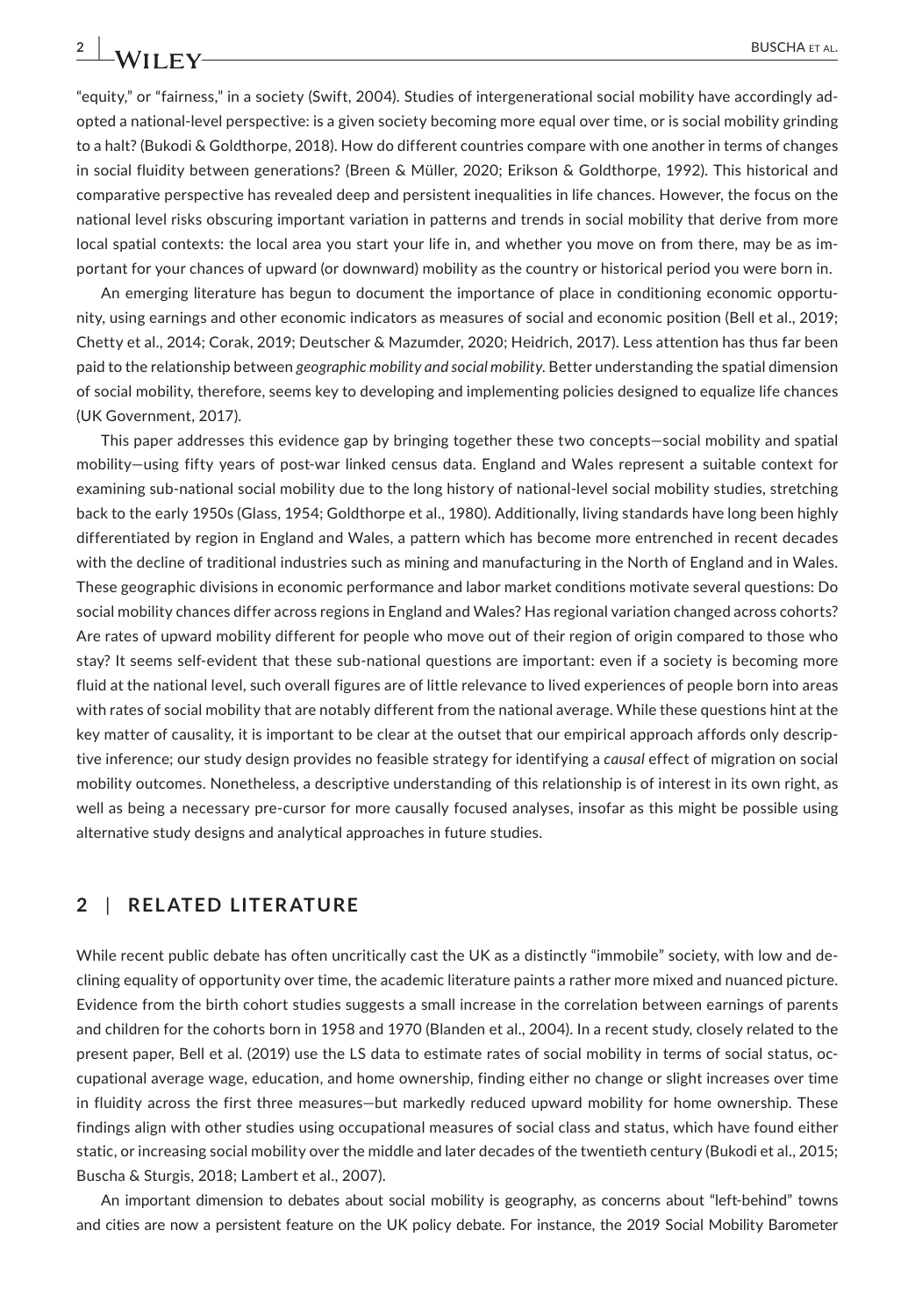"equity," or "fairness," in a society (Swift, 2004). Studies of intergenerational social mobility have accordingly adopted a national-level perspective: is a given society becoming more equal over time, or is social mobility grinding to a halt? (Bukodi & Goldthorpe, 2018). How do different countries compare with one another in terms of changes in social fluidity between generations? (Breen & Müller, 2020; Erikson & Goldthorpe, 1992). This historical and comparative perspective has revealed deep and persistent inequalities in life chances. However, the focus on the national level risks obscuring important variation in patterns and trends in social mobility that derive from more local spatial contexts: the local area you start your life in, and whether you move on from there, may be as important for your chances of upward (or downward) mobility as the country or historical period you were born in.

An emerging literature has begun to document the importance of place in conditioning economic opportunity, using earnings and other economic indicators as measures of social and economic position (Bell et al., 2019; Chetty et al., 2014; Corak, 2019; Deutscher & Mazumder, 2020; Heidrich, 2017). Less attention has thus far been paid to the relationship between *geographic mobility and social mobility*. Better understanding the spatial dimension of social mobility, therefore, seems key to developing and implementing policies designed to equalize life chances (UK Government, 2017).

This paper addresses this evidence gap by bringing together these two concepts—social mobility and spatial mobility—using fifty years of post-war linked census data. England and Wales represent a suitable context for examining sub-national social mobility due to the long history of national-level social mobility studies, stretching back to the early 1950s (Glass, 1954; Goldthorpe et al., 1980). Additionally, living standards have long been highly differentiated by region in England and Wales, a pattern which has become more entrenched in recent decades with the decline of traditional industries such as mining and manufacturing in the North of England and in Wales. These geographic divisions in economic performance and labor market conditions motivate several questions: Do social mobility chances differ across regions in England and Wales? Has regional variation changed across cohorts? Are rates of upward mobility different for people who move out of their region of origin compared to those who stay? It seems self-evident that these sub-national questions are important: even if a society is becoming more fluid at the national level, such overall figures are of little relevance to lived experiences of people born into areas with rates of social mobility that are notably different from the national average. While these questions hint at the key matter of causality, it is important to be clear at the outset that our empirical approach affords only descriptive inference; our study design provides no feasible strategy for identifying a *causal* effect of migration on social mobility outcomes. Nonetheless, a descriptive understanding of this relationship is of interest in its own right, as well as being a necessary pre-cursor for more causally focused analyses, insofar as this might be possible using alternative study designs and analytical approaches in future studies.

## 2 | RELATED LITERATURE

While recent public debate has often uncritically cast the UK as a distinctly "immobile" society, with low and declining equality of opportunity over time, the academic literature paints a rather more mixed and nuanced picture. Evidence from the birth cohort studies suggests a small increase in the correlation between earnings of parents and children for the cohorts born in 1958 and 1970 (Blanden et al., 2004). In a recent study, closely related to the present paper, Bell et al. (2019) use the LS data to estimate rates of social mobility in terms of social status, occupational average wage, education, and home ownership, finding either no change or slight increases over time in fluidity across the first three measures—but markedly reduced upward mobility for home ownership. These findings align with other studies using occupational measures of social class and status, which have found either static, or increasing social mobility over the middle and later decades of the twentieth century (Bukodi et al., 2015; Buscha & Sturgis, 2018; Lambert et al., 2007).

An important dimension to debates about social mobility is geography, as concerns about "left-behind" towns and cities are now a persistent feature on the UK policy debate. For instance, the 2019 Social Mobility Barometer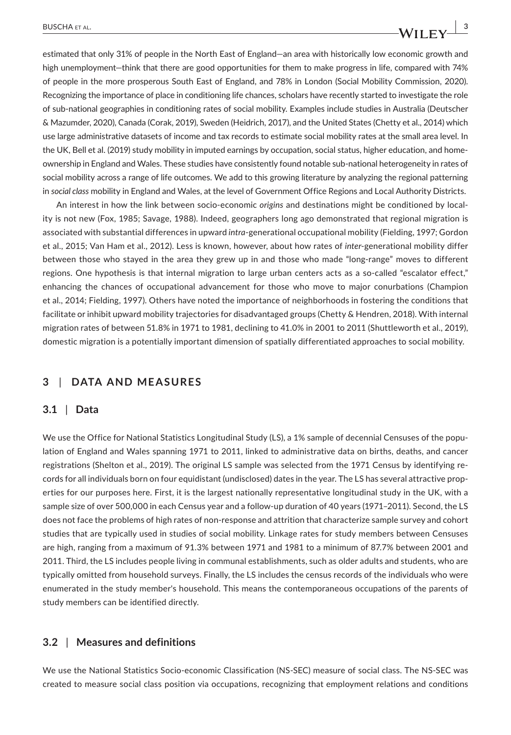estimated that only 31% of people in the North East of England—an area with historically low economic growth and high unemployment—think that there are good opportunities for them to make progress in life, compared with 74% of people in the more prosperous South East of England, and 78% in London (Social Mobility Commission, 2020). Recognizing the importance of place in conditioning life chances, scholars have recently started to investigate the role of sub-national geographies in conditioning rates of social mobility. Examples include studies in Australia (Deutscher & Mazumder, 2020), Canada (Corak, 2019), Sweden (Heidrich, 2017), and the United States (Chetty et al., 2014) which use large administrative datasets of income and tax records to estimate social mobility rates at the small area level. In the UK, Bell et al. (2019) study mobility in imputed earnings by occupation, social status, higher education, and home-ownership in England and Wales. These studies have consistently found notable sub-national heterogeneity in rates of social mobility across a range of life outcomes. We add to this growing literature by analyzing the regional patterning in *social class* mobility in England and Wales, at the level of Government Office Regions and Local Authority Districts.

An interest in how the link between socio-economic *origins* and destinations might be conditioned by locality is not new (Fox, 1985; Savage, 1988). Indeed, geographers long ago demonstrated that regional migration is associated with substantial differences in upward *intra*-generational occupational mobility (Fielding, 1997; Gordon et al., 2015; Van Ham et al., 2012). Less is known, however, about how rates of *inter*-generational mobility differ between those who stayed in the area they grew up in and those who made "long-range" moves to different regions. One hypothesis is that internal migration to large urban centers acts as a so-called "escalator effect," enhancing the chances of occupational advancement for those who move to major conurbations (Champion et al., 2014; Fielding, 1997). Others have noted the importance of neighborhoods in fostering the conditions that facilitate or inhibit upward mobility trajectories for disadvantaged groups (Chetty & Hendren, 2018). With internal migration rates of between 51.8% in 1971 to 1981, declining to 41.0% in 2001 to 2011 (Shuttleworth et al., 2019), domestic migration is a potentially important dimension of spatially differentiated approaches to social mobility.

## 3 | DATA AND MEASURES

### 3.1 | Data

We use the Office for National Statistics Longitudinal Study (LS), a 1% sample of decennial Censuses of the population of England and Wales spanning 1971 to 2011, linked to administrative data on births, deaths, and cancer registrations (Shelton et al., 2019). The original LS sample was selected from the 1971 Census by identifying records for all individuals born on four equidistant (undisclosed) dates in the year. The LS has several attractive properties for our purposes here. First, it is the largest nationally representative longitudinal study in the UK, with a sample size of over 500,000 in each Census year and a follow-up duration of 40 years (1971–2011). Second, the LS does not face the problems of high rates of non-response and attrition that characterize sample survey and cohort studies that are typically used in studies of social mobility. Linkage rates for study members between Censuses are high, ranging from a maximum of 91.3% between 1971 and 1981 to a minimum of 87.7% between 2001 and 2011. Third, the LS includes people living in communal establishments, such as older adults and students, who are typically omitted from household surveys. Finally, the LS includes the census records of the individuals who were enumerated in the study member's household. This means the contemporaneous occupations of the parents of study members can be identified directly.

### 3.2 | Measures and definitions

We use the National Statistics Socio-economic Classification (NS-SEC) measure of social class. The NS-SEC was created to measure social class position via occupations, recognizing that employment relations and conditions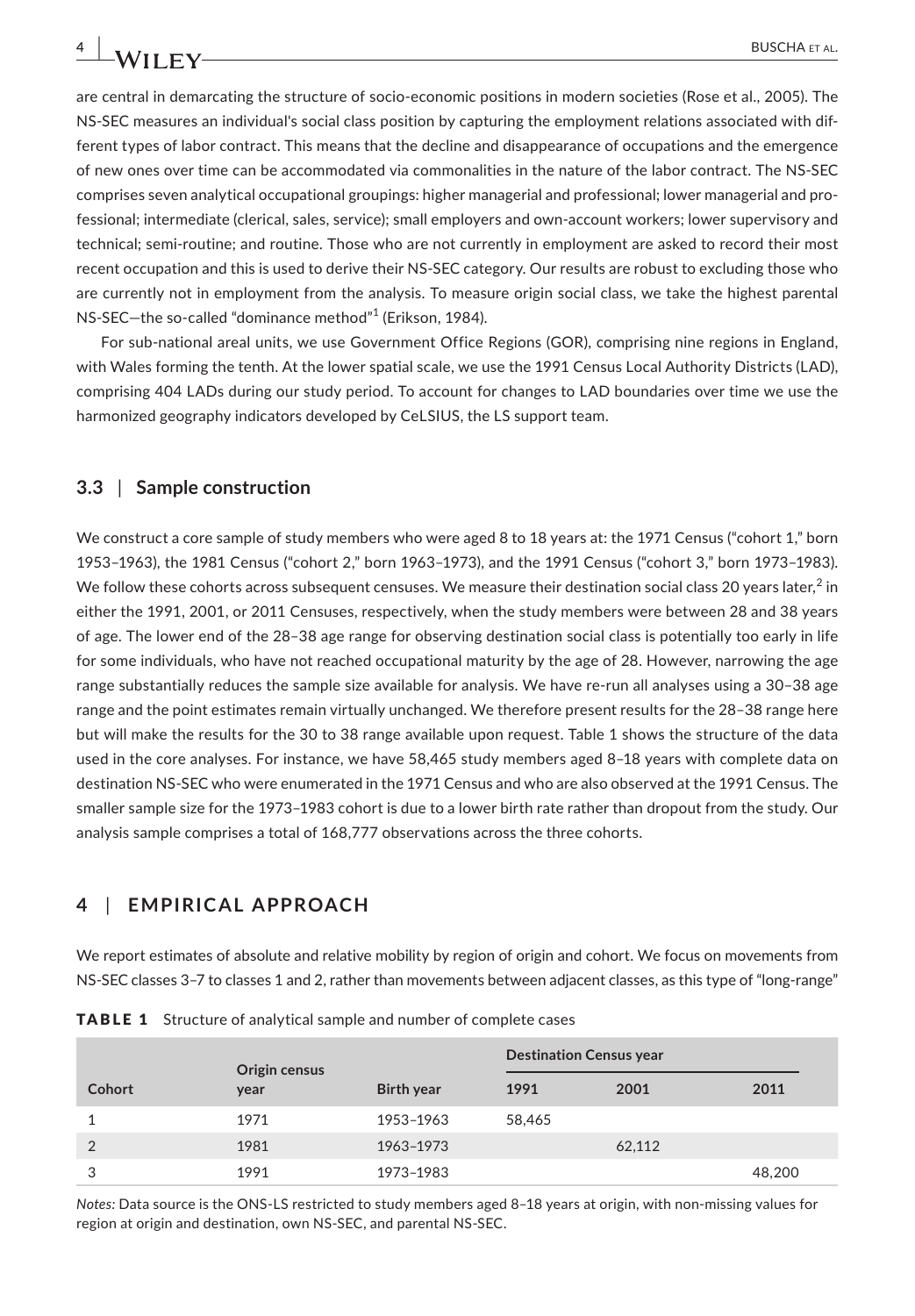are central in demarcating the structure of socio-economic positions in modern societies (Rose et al., 2005). The NS-SEC measures an individual's social class position by capturing the employment relations associated with different types of labor contract. This means that the decline and disappearance of occupations and the emergence of new ones over time can be accommodated via commonalities in the nature of the labor contract. The NS-SEC comprises seven analytical occupational groupings: higher managerial and professional; lower managerial and professional; intermediate (clerical, sales, service); small employers and own-account workers; lower supervisory and technical; semi-routine; and routine. Those who are not currently in employment are asked to record their most recent occupation and this is used to derive their NS-SEC category. Our results are robust to excluding those who are currently not in employment from the analysis. To measure origin social class, we take the highest parental NS-SEC—the so-called "dominance method"[1] (Erikson, 1984).

For sub-national areal units, we use Government Office Regions (GOR), comprising nine regions in England, with Wales forming the tenth. At the lower spatial scale, we use the 1991 Census Local Authority Districts (LAD), comprising 404 LADs during our study period. To account for changes to LAD boundaries over time we use the harmonized geography indicators developed by CeLSIUS, the LS support team.

### 3.3 | Sample construction

We construct a core sample of study members who were aged 8 to 18 years at: the 1971 Census ("cohort 1," born 1953–1963), the 1981 Census ("cohort 2," born 1963–1973), and the 1991 Census ("cohort 3," born 1973–1983). We follow these cohorts across subsequent censuses. We measure their destination social class 20 years later,[2] in either the 1991, 2001, or 2011 Censuses, respectively, when the study members were between 28 and 38 years of age. The lower end of the 28–38 age range for observing destination social class is potentially too early in life for some individuals, who have not reached occupational maturity by the age of 28. However, narrowing the age range substantially reduces the sample size available for analysis. We have re-run all analyses using a 30–38 age range and the point estimates remain virtually unchanged. We therefore present results for the 28–38 range here but will make the results for the 30 to 38 range available upon request. Table 1 shows the structure of the data used in the core analyses. For instance, we have 58,465 study members aged 8–18 years with complete data on destination NS-SEC who were enumerated in the 1971 Census and who are also observed at the 1991 Census. The smaller sample size for the 1973–1983 cohort is due to a lower birth rate rather than dropout from the study. Our analysis sample comprises a total of 168,777 observations across the three cohorts.

## 4 | EMPIRICAL APPROACH

We report estimates of absolute and relative mobility by region of origin and cohort. We focus on movements from NS-SEC classes 3–7 to classes 1 and 2, rather than movements between adjacent classes, as this type of "long-range"

**TABLE 1** Structure of analytical sample and number of complete cases

| Cohort | Origin census year | Birth year | Destination Census year | | |
|---|---|---|---|---|---|
| | | | 1991 | 2001 | 2011 |
| 1 | 1971 | 1953–1963 | 58,465 | | |
| 2 | 1981 | 1963–1973 | | 62,112 | |
| 3 | 1991 | 1973–1983 | | | 48,200 |

*Notes:* Data source is the ONS-LS restricted to study members aged 8–18 years at origin, with non-missing values for region at origin and destination, own NS-SEC, and parental NS-SEC.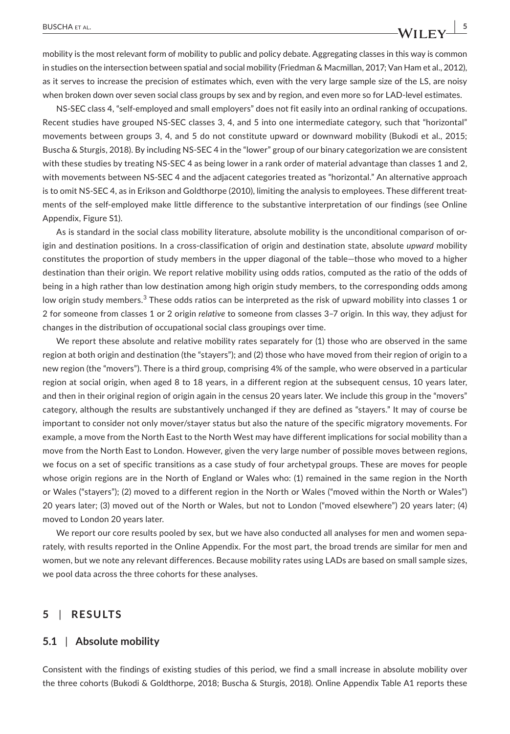mobility is the most relevant form of mobility to public and policy debate. Aggregating classes in this way is common in studies on the intersection between spatial and social mobility (Friedman & Macmillan, 2017; Van Ham et al., 2012), as it serves to increase the precision of estimates which, even with the very large sample size of the LS, are noisy when broken down over seven social class groups by sex and by region, and even more so for LAD-level estimates.

NS-SEC class 4, "self-employed and small employers" does not fit easily into an ordinal ranking of occupations. Recent studies have grouped NS-SEC classes 3, 4, and 5 into one intermediate category, such that "horizontal" movements between groups 3, 4, and 5 do not constitute upward or downward mobility (Bukodi et al., 2015; Buscha & Sturgis, 2018). By including NS-SEC 4 in the "lower" group of our binary categorization we are consistent with these studies by treating NS-SEC 4 as being lower in a rank order of material advantage than classes 1 and 2, with movements between NS-SEC 4 and the adjacent categories treated as "horizontal." An alternative approach is to omit NS-SEC 4, as in Erikson and Goldthorpe (2010), limiting the analysis to employees. These different treatments of the self-employed make little difference to the substantive interpretation of our findings (see Online Appendix, Figure S1).

As is standard in the social class mobility literature, absolute mobility is the unconditional comparison of origin and destination positions. In a cross-classification of origin and destination state, absolute *upward* mobility constitutes the proportion of study members in the upper diagonal of the table—those who moved to a higher destination than their origin. We report relative mobility using odds ratios, computed as the ratio of the odds of being in a high rather than low destination among high origin study members, to the corresponding odds among low origin study members.[3] These odds ratios can be interpreted as the risk of upward mobility into classes 1 or 2 for someone from classes 1 or 2 origin *relative* to someone from classes 3–7 origin. In this way, they adjust for changes in the distribution of occupational social class groupings over time.

We report these absolute and relative mobility rates separately for (1) those who are observed in the same region at both origin and destination (the "stayers"); and (2) those who have moved from their region of origin to a new region (the "movers"). There is a third group, comprising 4% of the sample, who were observed in a particular region at social origin, when aged 8 to 18 years, in a different region at the subsequent census, 10 years later, and then in their original region of origin again in the census 20 years later. We include this group in the "movers" category, although the results are substantively unchanged if they are defined as "stayers." It may of course be important to consider not only mover/stayer status but also the nature of the specific migratory movements. For example, a move from the North East to the North West may have different implications for social mobility than a move from the North East to London. However, given the very large number of possible moves between regions, we focus on a set of specific transitions as a case study of four archetypal groups. These are moves for people whose origin regions are in the North of England or Wales who: (1) remained in the same region in the North or Wales ("stayers"); (2) moved to a different region in the North or Wales ("moved within the North or Wales") 20 years later; (3) moved out of the North or Wales, but not to London ("moved elsewhere") 20 years later; (4) moved to London 20 years later.

We report our core results pooled by sex, but we have also conducted all analyses for men and women separately, with results reported in the Online Appendix. For the most part, the broad trends are similar for men and women, but we note any relevant differences. Because mobility rates using LADs are based on small sample sizes, we pool data across the three cohorts for these analyses.

## 5 | RESULTS

### 5.1 | Absolute mobility

Consistent with the findings of existing studies of this period, we find a small increase in absolute mobility over the three cohorts (Bukodi & Goldthorpe, 2018; Buscha & Sturgis, 2018). Online Appendix Table A1 reports these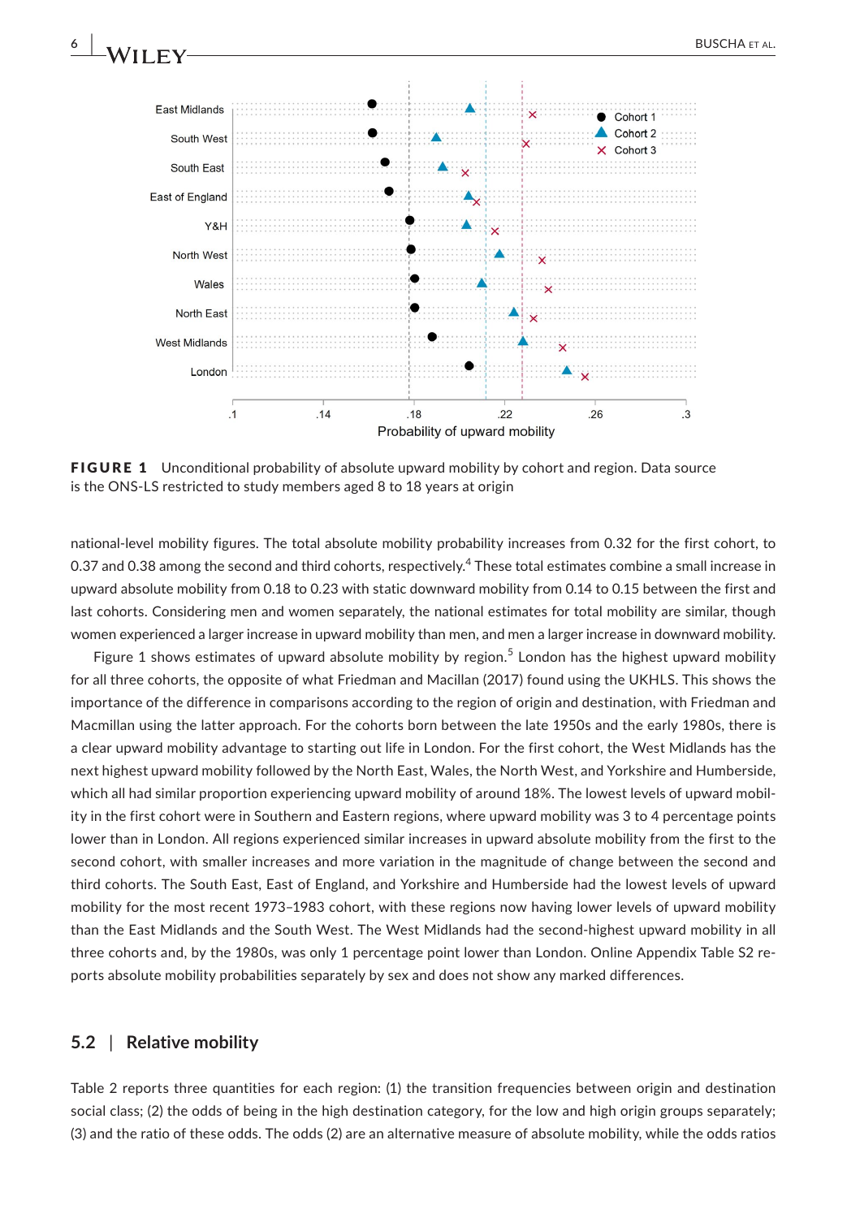East Midlands
South West
South East
East of England
Y&H
North West
Wales
North East
West Midlands
London

● Cohort 1
▲ Cohort 2
× Cohort 3

.1 .14 .18 .22 .26 .3

Probability of upward mobility

**FIGURE 1** Unconditional probability of absolute upward mobility by cohort and region. Data source is the ONS-LS restricted to study members aged 8 to 18 years at origin

national-level mobility figures. The total absolute mobility probability increases from 0.32 for the first cohort, to 0.37 and 0.38 among the second and third cohorts, respectively.[4] These total estimates combine a small increase in upward absolute mobility from 0.18 to 0.23 with static downward mobility from 0.14 to 0.15 between the first and last cohorts. Considering men and women separately, the national estimates for total mobility are similar, though women experienced a larger increase in upward mobility than men, and men a larger increase in downward mobility.

Figure 1 shows estimates of upward absolute mobility by region.[5] London has the highest upward mobility for all three cohorts, the opposite of what Friedman and Macillan (2017) found using the UKHLS. This shows the importance of the difference in comparisons according to the region of origin and destination, with Friedman and Macmillan using the latter approach. For the cohorts born between the late 1950s and the early 1980s, there is a clear upward mobility advantage to starting out life in London. For the first cohort, the West Midlands has the next highest upward mobility followed by the North East, Wales, the North West, and Yorkshire and Humberside, which all had similar proportion experiencing upward mobility of around 18%. The lowest levels of upward mobility in the first cohort were in Southern and Eastern regions, where upward mobility was 3 to 4 percentage points lower than in London. All regions experienced similar increases in upward absolute mobility from the first to the second cohort, with smaller increases and more variation in the magnitude of change between the second and third cohorts. The South East, East of England, and Yorkshire and Humberside had the lowest levels of upward mobility for the most recent 1973–1983 cohort, with these regions now having lower levels of upward mobility than the East Midlands and the South West. The West Midlands had the second-highest upward mobility in all three cohorts and, by the 1980s, was only 1 percentage point lower than London. Online Appendix Table S2 reports absolute mobility probabilities separately by sex and does not show any marked differences.

### 5.2 | Relative mobility

Table 2 reports three quantities for each region: (1) the transition frequencies between origin and destination social class; (2) the odds of being in the high destination category, for the low and high origin groups separately; (3) and the ratio of these odds. The odds (2) are an alternative measure of absolute mobility, while the odds ratios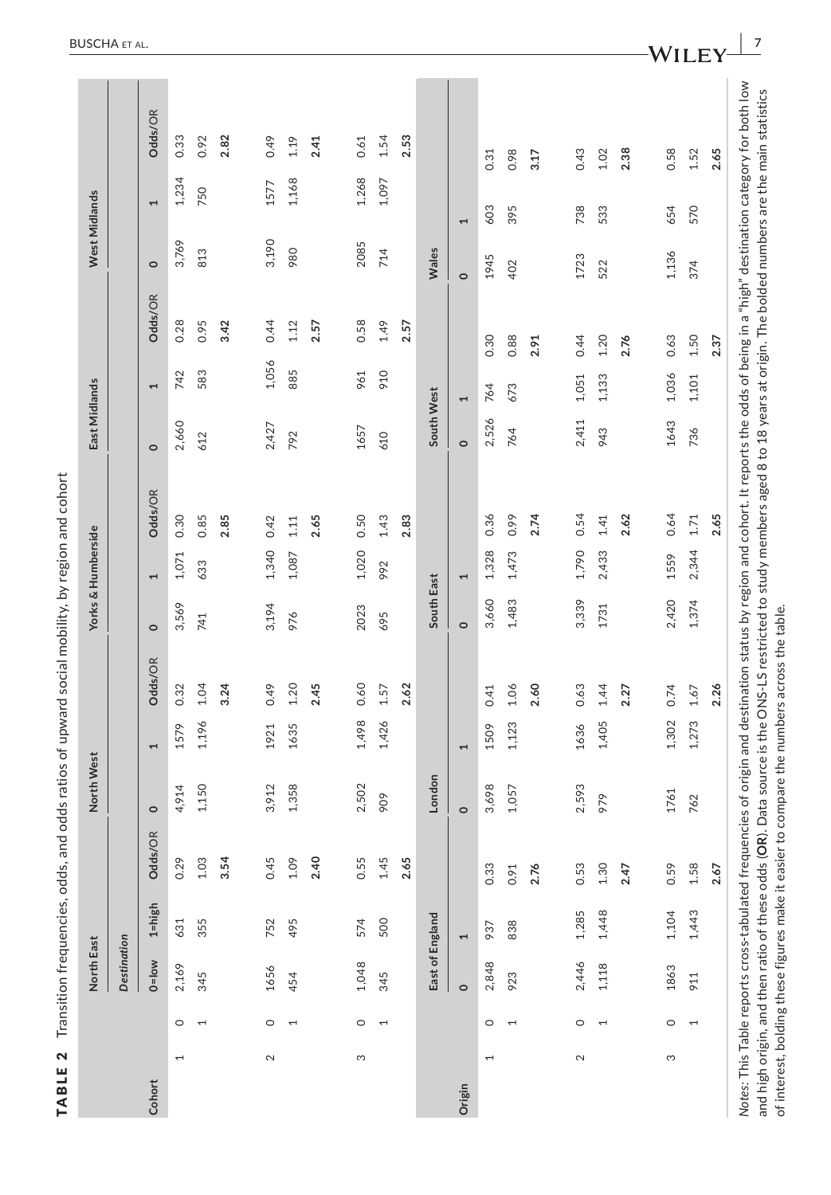**TABLE 2** Transition frequencies, odds, and odds ratios of upward social mobility, by region and cohort

| Cohort | Origin | North East | | | North West | | | Yorks & Humberside | | | East Midlands | | | West Midlands | | |
|---|---|---|---|---|---|---|---|---|---|---|---|---|---|---|---|---|
| | | *Destination* | | | | | | | | | | | | | | |
| | | 0=low | 1=high | Odds/OR | 0 | 1 | Odds/OR | 0 | 1 | Odds/OR | 0 | 1 | Odds/OR | 0 | 1 | Odds/OR |
| 1 | 0 | 2,169 | 631 | 0.29 | 4,914 | 1579 | 0.32 | 3,569 | 1,071 | 0.30 | 2,660 | 742 | 0.28 | 3,769 | 1,234 | 0.33 |
| | 1 | 345 | 355 | 1.03 | 1,150 | 1,196 | 1.04 | 741 | 633 | 0.85 | 612 | 583 | 0.95 | 813 | 750 | 0.92 |
| | | | | **3.54** | | | **3.24** | | | **2.85** | | | **3.42** | | | **2.82** |
| 2 | 0 | 1656 | 752 | 0.45 | 3,912 | 1921 | 0.49 | 3,194 | 1,340 | 0.42 | 2,427 | 1,056 | 0.44 | 3,190 | 1577 | 0.49 |
| | 1 | 454 | 495 | 1.09 | 1,358 | 1635 | 1.20 | 976 | 1,087 | 1.11 | 792 | 885 | 1.12 | 980 | 1,168 | 1.19 |
| | | | | **2.40** | | | **2.45** | | | **2.65** | | | **2.57** | | | **2.41** |
| 3 | 0 | 1,048 | 574 | 0.55 | 2,502 | 1,498 | 0.60 | 2023 | 1,020 | 0.50 | 1657 | 961 | 0.58 | 2085 | 1,268 | 0.61 |
| | 1 | 345 | 500 | 1.45 | 909 | 1,426 | 1.57 | 695 | 992 | 1.43 | 610 | 910 | 1.49 | 714 | 1,097 | 1.54 |
| | | | | **2.65** | | | **2.62** | | | **2.83** | | | **2.57** | | | **2.53** |
| | | East of England | | | London | | | South East | | | South West | | | Wales | | |
| | Origin | 0 | 1 | | 0 | 1 | | 0 | 1 | | 0 | 1 | | 0 | 1 | |
| 1 | 0 | 2,848 | 937 | 0.33 | 3,698 | 1509 | 0.41 | 3,660 | 1,328 | 0.36 | 2,526 | 764 | 0.30 | 1945 | 603 | 0.31 |
| | 1 | 923 | 838 | 0.91 | 1,057 | 1,123 | 1.06 | 1,483 | 1,473 | 0.99 | 764 | 673 | 0.88 | 402 | 395 | 0.98 |
| | | | | **2.76** | | | **2.60** | | | **2.74** | | | **2.91** | | | **3.17** |
| 2 | 0 | 2,446 | 1,285 | 0.53 | 2,593 | 1636 | 0.63 | 3,339 | 1,790 | 0.54 | 2,411 | 1,051 | 0.44 | 1723 | 738 | 0.43 |
| | 1 | 1,118 | 1,448 | 1.30 | 979 | 1,405 | 1.44 | 1731 | 2,433 | 1.41 | 943 | 1,133 | 1.20 | 522 | 533 | 1.02 |
| | | | | **2.47** | | | **2.27** | | | **2.62** | | | **2.76** | | | **2.38** |
| 3 | 0 | 1863 | 1,104 | 0.59 | 1761 | 1,302 | 0.74 | 2,420 | 1559 | 0.64 | 1643 | 1,036 | 0.63 | 1,136 | 654 | 0.58 |
| | 1 | 911 | 1,443 | 1.58 | 762 | 1,273 | 1.67 | 1,374 | 2,344 | 1.71 | 736 | 1,101 | 1.50 | 374 | 570 | 1.52 |
| | | | | **2.67** | | | **2.26** | | | **2.65** | | | **2.37** | | | **2.65** |

*Notes*: This Table reports cross-tabulated frequencies of origin and destination status by region and cohort. It reports the odds of being in a "high" destination category for both low and high origin, and then ratio of these odds (**OR**). Data source is the ONS-LS restricted to study members aged 8 to 18 years at origin. The bolded numbers are the main statistics of interest, bolding these figures make it easier to compare the numbers across the table.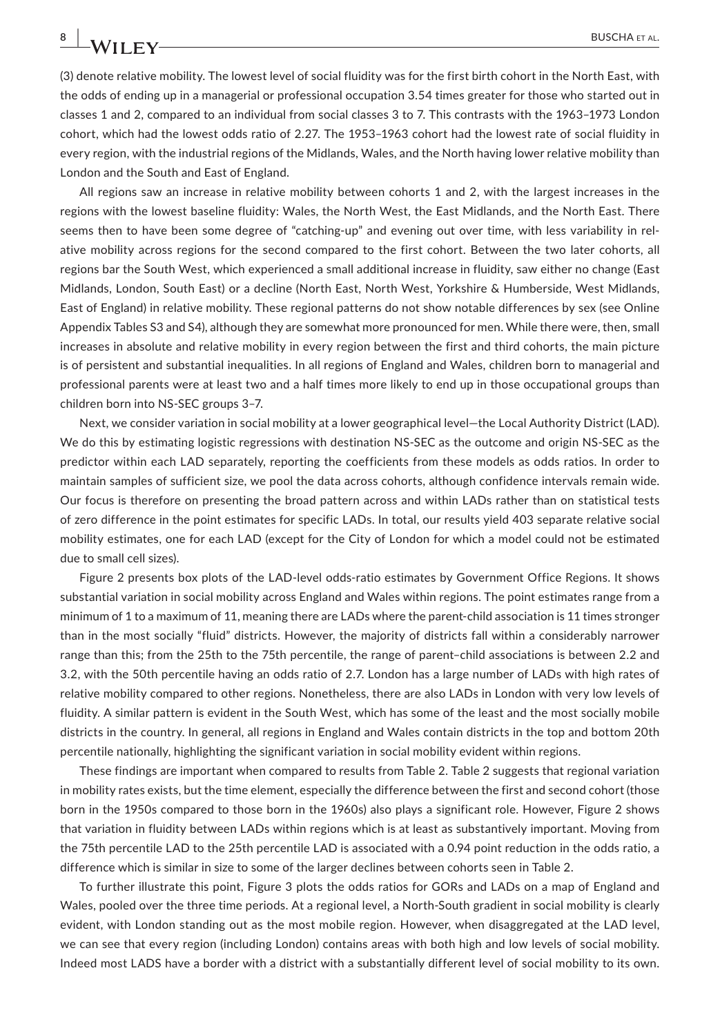(3) denote relative mobility. The lowest level of social fluidity was for the first birth cohort in the North East, with the odds of ending up in a managerial or professional occupation 3.54 times greater for those who started out in classes 1 and 2, compared to an individual from social classes 3 to 7. This contrasts with the 1963–1973 London cohort, which had the lowest odds ratio of 2.27. The 1953–1963 cohort had the lowest rate of social fluidity in every region, with the industrial regions of the Midlands, Wales, and the North having lower relative mobility than London and the South and East of England.

All regions saw an increase in relative mobility between cohorts 1 and 2, with the largest increases in the regions with the lowest baseline fluidity: Wales, the North West, the East Midlands, and the North East. There seems then to have been some degree of "catching-up" and evening out over time, with less variability in relative mobility across regions for the second compared to the first cohort. Between the two later cohorts, all regions bar the South West, which experienced a small additional increase in fluidity, saw either no change (East Midlands, London, South East) or a decline (North East, North West, Yorkshire & Humberside, West Midlands, East of England) in relative mobility. These regional patterns do not show notable differences by sex (see Online Appendix Tables S3 and S4), although they are somewhat more pronounced for men. While there were, then, small increases in absolute and relative mobility in every region between the first and third cohorts, the main picture is of persistent and substantial inequalities. In all regions of England and Wales, children born to managerial and professional parents were at least two and a half times more likely to end up in those occupational groups than children born into NS-SEC groups 3–7.

Next, we consider variation in social mobility at a lower geographical level—the Local Authority District (LAD). We do this by estimating logistic regressions with destination NS-SEC as the outcome and origin NS-SEC as the predictor within each LAD separately, reporting the coefficients from these models as odds ratios. In order to maintain samples of sufficient size, we pool the data across cohorts, although confidence intervals remain wide. Our focus is therefore on presenting the broad pattern across and within LADs rather than on statistical tests of zero difference in the point estimates for specific LADs. In total, our results yield 403 separate relative social mobility estimates, one for each LAD (except for the City of London for which a model could not be estimated due to small cell sizes).

Figure 2 presents box plots of the LAD-level odds-ratio estimates by Government Office Regions. It shows substantial variation in social mobility across England and Wales within regions. The point estimates range from a minimum of 1 to a maximum of 11, meaning there are LADs where the parent-child association is 11 times stronger than in the most socially "fluid" districts. However, the majority of districts fall within a considerably narrower range than this; from the 25th to the 75th percentile, the range of parent–child associations is between 2.2 and 3.2, with the 50th percentile having an odds ratio of 2.7. London has a large number of LADs with high rates of relative mobility compared to other regions. Nonetheless, there are also LADs in London with very low levels of fluidity. A similar pattern is evident in the South West, which has some of the least and the most socially mobile districts in the country. In general, all regions in England and Wales contain districts in the top and bottom 20th percentile nationally, highlighting the significant variation in social mobility evident within regions.

These findings are important when compared to results from Table 2. Table 2 suggests that regional variation in mobility rates exists, but the time element, especially the difference between the first and second cohort (those born in the 1950s compared to those born in the 1960s) also plays a significant role. However, Figure 2 shows that variation in fluidity between LADs within regions which is at least as substantively important. Moving from the 75th percentile LAD to the 25th percentile LAD is associated with a 0.94 point reduction in the odds ratio, a difference which is similar in size to some of the larger declines between cohorts seen in Table 2.

To further illustrate this point, Figure 3 plots the odds ratios for GORs and LADs on a map of England and Wales, pooled over the three time periods. At a regional level, a North-South gradient in social mobility is clearly evident, with London standing out as the most mobile region. However, when disaggregated at the LAD level, we can see that every region (including London) contains areas with both high and low levels of social mobility. Indeed most LADS have a border with a district with a substantially different level of social mobility to its own.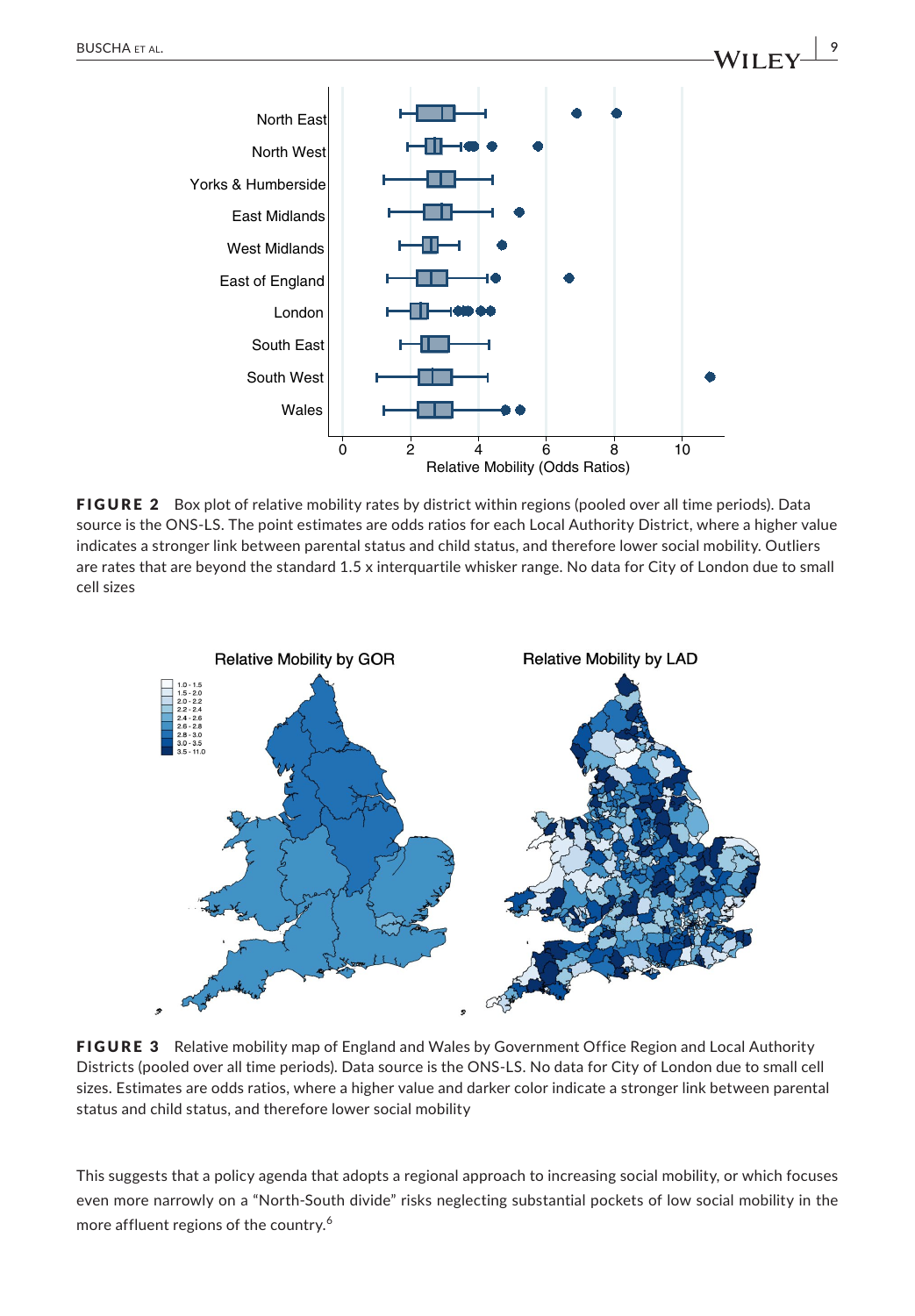**FIGURE 2** Box plot of relative mobility rates by district within regions (pooled over all time periods). Data source is the ONS-LS. The point estimates are odds ratios for each Local Authority District, where a higher value indicates a stronger link between parental status and child status, and therefore lower social mobility. Outliers are rates that are beyond the standard 1.5 x interquartile whisker range. No data for City of London due to small cell sizes

**FIGURE 3** Relative mobility map of England and Wales by Government Office Region and Local Authority Districts (pooled over all time periods). Data source is the ONS-LS. No data for City of London due to small cell sizes. Estimates are odds ratios, where a higher value and darker color indicate a stronger link between parental status and child status, and therefore lower social mobility

This suggests that a policy agenda that adopts a regional approach to increasing social mobility, or which focuses even more narrowly on a "North-South divide" risks neglecting substantial pockets of low social mobility in the more affluent regions of the country.[6]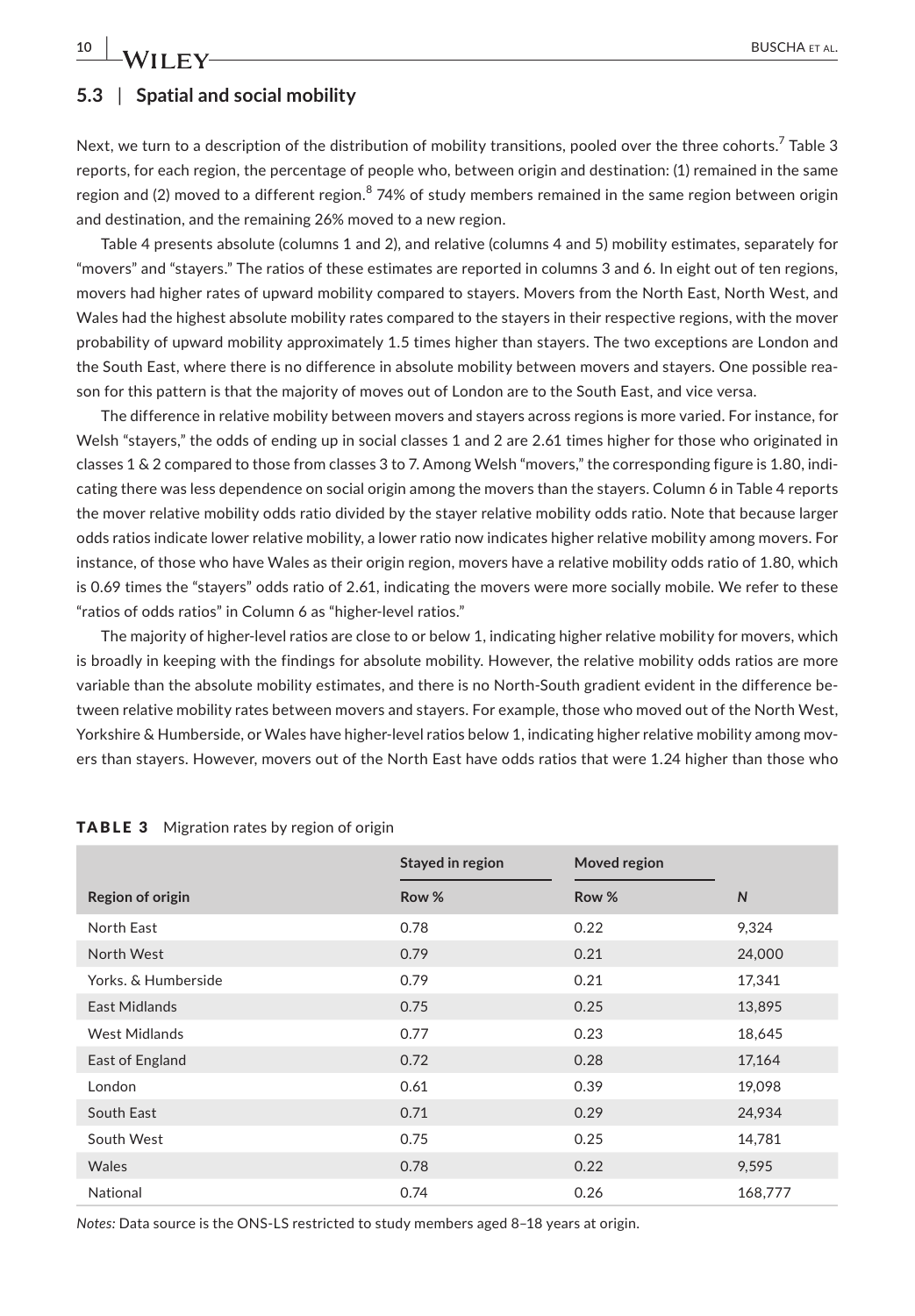## 5.3 | Spatial and social mobility

Next, we turn to a description of the distribution of mobility transitions, pooled over the three cohorts.[7] Table 3 reports, for each region, the percentage of people who, between origin and destination: (1) remained in the same region and (2) moved to a different region.[8] 74% of study members remained in the same region between origin and destination, and the remaining 26% moved to a new region.

Table 4 presents absolute (columns 1 and 2), and relative (columns 4 and 5) mobility estimates, separately for "movers" and "stayers." The ratios of these estimates are reported in columns 3 and 6. In eight out of ten regions, movers had higher rates of upward mobility compared to stayers. Movers from the North East, North West, and Wales had the highest absolute mobility rates compared to the stayers in their respective regions, with the mover probability of upward mobility approximately 1.5 times higher than stayers. The two exceptions are London and the South East, where there is no difference in absolute mobility between movers and stayers. One possible reason for this pattern is that the majority of moves out of London are to the South East, and vice versa.

The difference in relative mobility between movers and stayers across regions is more varied. For instance, for Welsh "stayers," the odds of ending up in social classes 1 and 2 are 2.61 times higher for those who originated in classes 1 & 2 compared to those from classes 3 to 7. Among Welsh "movers," the corresponding figure is 1.80, indicating there was less dependence on social origin among the movers than the stayers. Column 6 in Table 4 reports the mover relative mobility odds ratio divided by the stayer relative mobility odds ratio. Note that because larger odds ratios indicate lower relative mobility, a lower ratio now indicates higher relative mobility among movers. For instance, of those who have Wales as their origin region, movers have a relative mobility odds ratio of 1.80, which is 0.69 times the "stayers" odds ratio of 2.61, indicating the movers were more socially mobile. We refer to these "ratios of odds ratios" in Column 6 as "higher-level ratios."

The majority of higher-level ratios are close to or below 1, indicating higher relative mobility for movers, which is broadly in keeping with the findings for absolute mobility. However, the relative mobility odds ratios are more variable than the absolute mobility estimates, and there is no North-South gradient evident in the difference between relative mobility rates between movers and stayers. For example, those who moved out of the North West, Yorkshire & Humberside, or Wales have higher-level ratios below 1, indicating higher relative mobility among movers than stayers. However, movers out of the North East have odds ratios that were 1.24 higher than those who

**TABLE 3** Migration rates by region of origin

| | Stayed in region | Moved region | |
|---|---|---|---|
| **Region of origin** | **Row %** | **Row %** | ***N*** |
| North East | 0.78 | 0.22 | 9,324 |
| North West | 0.79 | 0.21 | 24,000 |
| Yorks. & Humberside | 0.79 | 0.21 | 17,341 |
| East Midlands | 0.75 | 0.25 | 13,895 |
| West Midlands | 0.77 | 0.23 | 18,645 |
| East of England | 0.72 | 0.28 | 17,164 |
| London | 0.61 | 0.39 | 19,098 |
| South East | 0.71 | 0.29 | 24,934 |
| South West | 0.75 | 0.25 | 14,781 |
| Wales | 0.78 | 0.22 | 9,595 |
| National | 0.74 | 0.26 | 168,777 |

*Notes:* Data source is the ONS-LS restricted to study members aged 8–18 years at origin.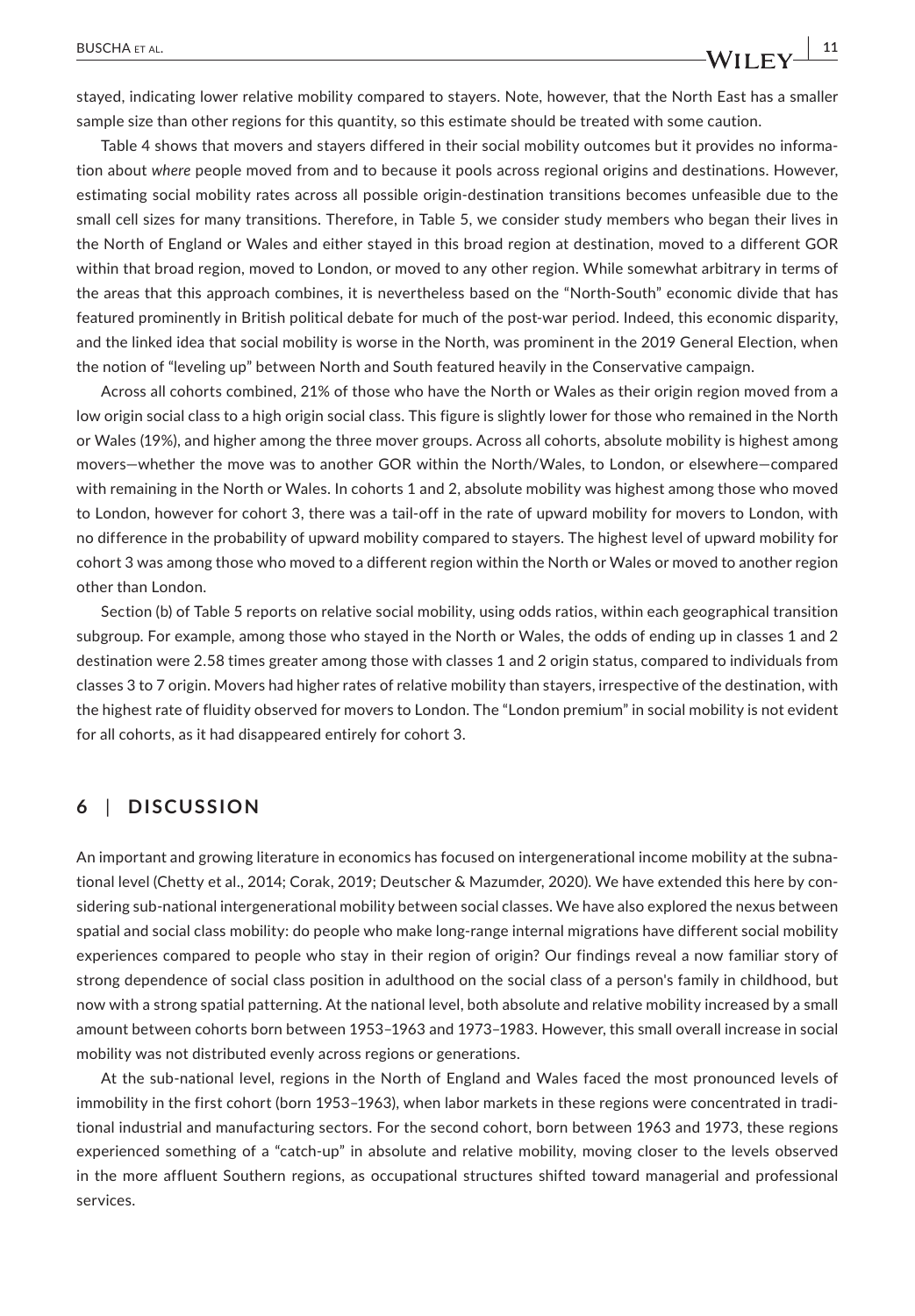stayed, indicating lower relative mobility compared to stayers. Note, however, that the North East has a smaller sample size than other regions for this quantity, so this estimate should be treated with some caution.

Table 4 shows that movers and stayers differed in their social mobility outcomes but it provides no information about *where* people moved from and to because it pools across regional origins and destinations. However, estimating social mobility rates across all possible origin-destination transitions becomes unfeasible due to the small cell sizes for many transitions. Therefore, in Table 5, we consider study members who began their lives in the North of England or Wales and either stayed in this broad region at destination, moved to a different GOR within that broad region, moved to London, or moved to any other region. While somewhat arbitrary in terms of the areas that this approach combines, it is nevertheless based on the "North-South" economic divide that has featured prominently in British political debate for much of the post-war period. Indeed, this economic disparity, and the linked idea that social mobility is worse in the North, was prominent in the 2019 General Election, when the notion of "leveling up" between North and South featured heavily in the Conservative campaign.

Across all cohorts combined, 21% of those who have the North or Wales as their origin region moved from a low origin social class to a high origin social class. This figure is slightly lower for those who remained in the North or Wales (19%), and higher among the three mover groups. Across all cohorts, absolute mobility is highest among movers—whether the move was to another GOR within the North/Wales, to London, or elsewhere—compared with remaining in the North or Wales. In cohorts 1 and 2, absolute mobility was highest among those who moved to London, however for cohort 3, there was a tail-off in the rate of upward mobility for movers to London, with no difference in the probability of upward mobility compared to stayers. The highest level of upward mobility for cohort 3 was among those who moved to a different region within the North or Wales or moved to another region other than London.

Section (b) of Table 5 reports on relative social mobility, using odds ratios, within each geographical transition subgroup. For example, among those who stayed in the North or Wales, the odds of ending up in classes 1 and 2 destination were 2.58 times greater among those with classes 1 and 2 origin status, compared to individuals from classes 3 to 7 origin. Movers had higher rates of relative mobility than stayers, irrespective of the destination, with the highest rate of fluidity observed for movers to London. The "London premium" in social mobility is not evident for all cohorts, as it had disappeared entirely for cohort 3.

## 6 | DISCUSSION

An important and growing literature in economics has focused on intergenerational income mobility at the subnational level (Chetty et al., 2014; Corak, 2019; Deutscher & Mazumder, 2020). We have extended this here by considering sub-national intergenerational mobility between social classes. We have also explored the nexus between spatial and social class mobility: do people who make long-range internal migrations have different social mobility experiences compared to people who stay in their region of origin? Our findings reveal a now familiar story of strong dependence of social class position in adulthood on the social class of a person's family in childhood, but now with a strong spatial patterning. At the national level, both absolute and relative mobility increased by a small amount between cohorts born between 1953–1963 and 1973–1983. However, this small overall increase in social mobility was not distributed evenly across regions or generations.

At the sub-national level, regions in the North of England and Wales faced the most pronounced levels of immobility in the first cohort (born 1953–1963), when labor markets in these regions were concentrated in traditional industrial and manufacturing sectors. For the second cohort, born between 1963 and 1973, these regions experienced something of a "catch-up" in absolute and relative mobility, moving closer to the levels observed in the more affluent Southern regions, as occupational structures shifted toward managerial and professional services.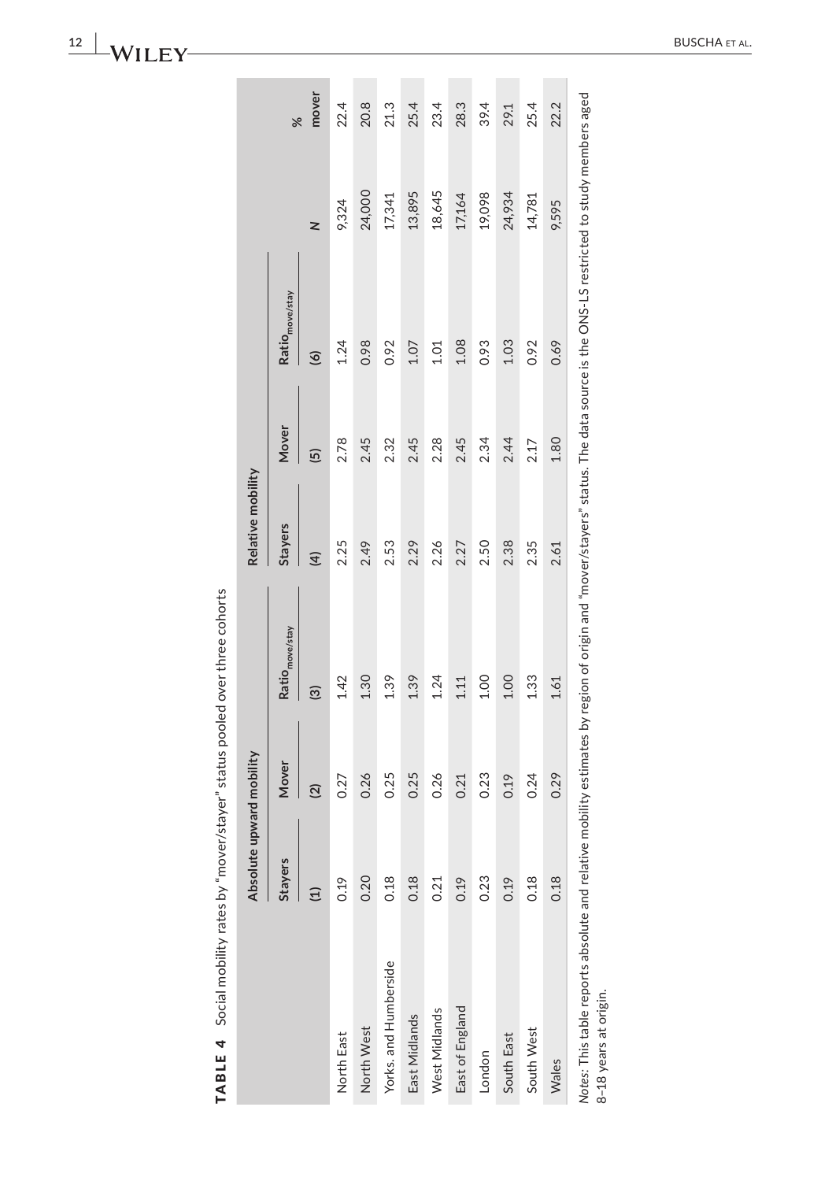**TABLE 4** Social mobility rates by "mover/stayer" status pooled over three cohorts

| | Absolute upward mobility | | | Relative mobility | | | | |
|---|---|---|---|---|---|---|---|---|
| | Stayers | Mover | $\text{Ratio}_{\text{move/stay}}$ | Stayers | Mover | $\text{Ratio}_{\text{move/stay}}$ | | |
| | (1) | (2) | (3) | (4) | (5) | (6) | $N$ | % mover |
| North East | 0.19 | 0.27 | 1.42 | 2.25 | 2.78 | 1.24 | 9,324 | 22.4 |
| North West | 0.20 | 0.26 | 1.30 | 2.49 | 2.45 | 0.98 | 24,000 | 20.8 |
| Yorks. and Humberside | 0.18 | 0.25 | 1.39 | 2.53 | 2.32 | 0.92 | 17,341 | 21.3 |
| East Midlands | 0.18 | 0.25 | 1.39 | 2.29 | 2.45 | 1.07 | 13,895 | 25.4 |
| West Midlands | 0.21 | 0.26 | 1.24 | 2.26 | 2.28 | 1.01 | 18,645 | 23.4 |
| East of England | 0.19 | 0.21 | 1.11 | 2.27 | 2.45 | 1.08 | 17,164 | 28.3 |
| London | 0.23 | 0.23 | 1.00 | 2.50 | 2.34 | 0.93 | 19,098 | 39.4 |
| South East | 0.19 | 0.19 | 1.00 | 2.38 | 2.44 | 1.03 | 24,934 | 29.1 |
| South West | 0.18 | 0.24 | 1.33 | 2.35 | 2.17 | 0.92 | 14,781 | 25.4 |
| Wales | 0.18 | 0.29 | 1.61 | 2.61 | 1.80 | 0.69 | 9,595 | 22.2 |

*Notes*: This table reports absolute and relative mobility estimates by region of origin and "mover/stayers" status. The data source is the ONS-LS restricted to study members aged 8–18 years at origin.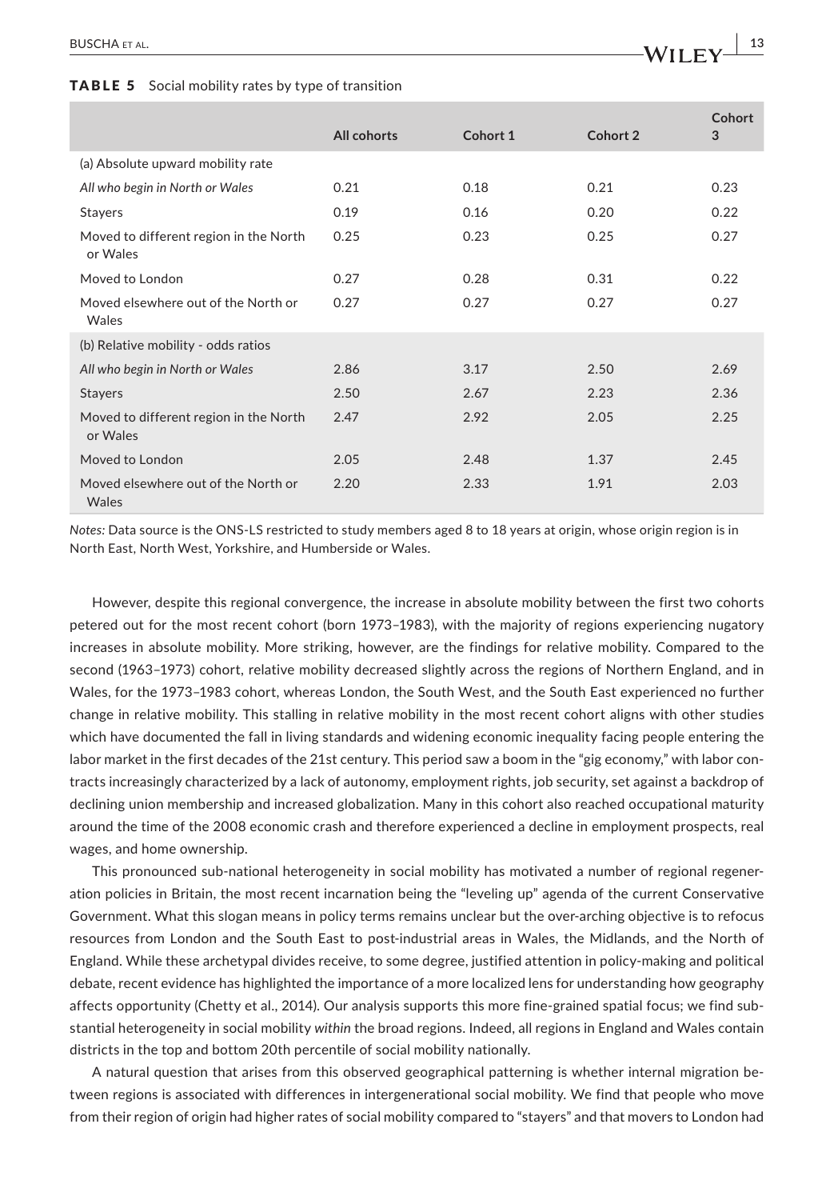**TABLE 5** Social mobility rates by type of transition

| | All cohorts | Cohort 1 | Cohort 2 | Cohort 3 |
|---|---|---|---|---|
| (a) Absolute upward mobility rate | | | | |
| *All who begin in North or Wales* | 0.21 | 0.18 | 0.21 | 0.23 |
| Stayers | 0.19 | 0.16 | 0.20 | 0.22 |
| Moved to different region in the North or Wales | 0.25 | 0.23 | 0.25 | 0.27 |
| Moved to London | 0.27 | 0.28 | 0.31 | 0.22 |
| Moved elsewhere out of the North or Wales | 0.27 | 0.27 | 0.27 | 0.27 |
| (b) Relative mobility - odds ratios | | | | |
| *All who begin in North or Wales* | 2.86 | 3.17 | 2.50 | 2.69 |
| Stayers | 2.50 | 2.67 | 2.23 | 2.36 |
| Moved to different region in the North or Wales | 2.47 | 2.92 | 2.05 | 2.25 |
| Moved to London | 2.05 | 2.48 | 1.37 | 2.45 |
| Moved elsewhere out of the North or Wales | 2.20 | 2.33 | 1.91 | 2.03 |

*Notes:* Data source is the ONS-LS restricted to study members aged 8 to 18 years at origin, whose origin region is in North East, North West, Yorkshire, and Humberside or Wales.

However, despite this regional convergence, the increase in absolute mobility between the first two cohorts petered out for the most recent cohort (born 1973–1983), with the majority of regions experiencing nugatory increases in absolute mobility. More striking, however, are the findings for relative mobility. Compared to the second (1963–1973) cohort, relative mobility decreased slightly across the regions of Northern England, and in Wales, for the 1973–1983 cohort, whereas London, the South West, and the South East experienced no further change in relative mobility. This stalling in relative mobility in the most recent cohort aligns with other studies which have documented the fall in living standards and widening economic inequality facing people entering the labor market in the first decades of the 21st century. This period saw a boom in the "gig economy," with labor contracts increasingly characterized by a lack of autonomy, employment rights, job security, set against a backdrop of declining union membership and increased globalization. Many in this cohort also reached occupational maturity around the time of the 2008 economic crash and therefore experienced a decline in employment prospects, real wages, and home ownership.

This pronounced sub-national heterogeneity in social mobility has motivated a number of regional regeneration policies in Britain, the most recent incarnation being the "leveling up" agenda of the current Conservative Government. What this slogan means in policy terms remains unclear but the over-arching objective is to refocus resources from London and the South East to post-industrial areas in Wales, the Midlands, and the North of England. While these archetypal divides receive, to some degree, justified attention in policy-making and political debate, recent evidence has highlighted the importance of a more localized lens for understanding how geography affects opportunity (Chetty et al., 2014). Our analysis supports this more fine-grained spatial focus; we find substantial heterogeneity in social mobility *within* the broad regions. Indeed, all regions in England and Wales contain districts in the top and bottom 20th percentile of social mobility nationally.

A natural question that arises from this observed geographical patterning is whether internal migration between regions is associated with differences in intergenerational social mobility. We find that people who move from their region of origin had higher rates of social mobility compared to "stayers" and that movers to London had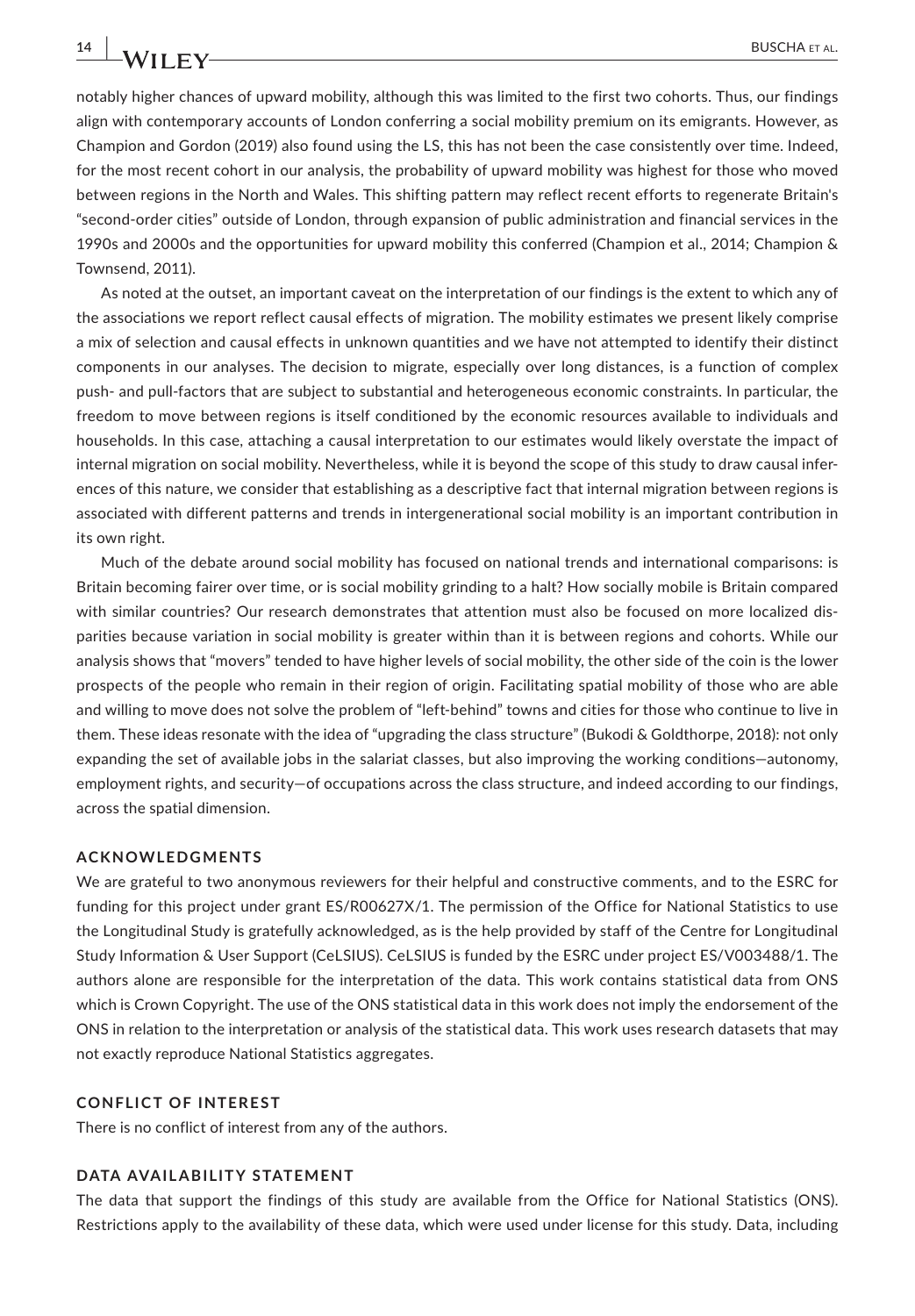notably higher chances of upward mobility, although this was limited to the first two cohorts. Thus, our findings align with contemporary accounts of London conferring a social mobility premium on its emigrants. However, as Champion and Gordon (2019) also found using the LS, this has not been the case consistently over time. Indeed, for the most recent cohort in our analysis, the probability of upward mobility was highest for those who moved between regions in the North and Wales. This shifting pattern may reflect recent efforts to regenerate Britain's "second-order cities" outside of London, through expansion of public administration and financial services in the 1990s and 2000s and the opportunities for upward mobility this conferred (Champion et al., 2014; Champion & Townsend, 2011).

As noted at the outset, an important caveat on the interpretation of our findings is the extent to which any of the associations we report reflect causal effects of migration. The mobility estimates we present likely comprise a mix of selection and causal effects in unknown quantities and we have not attempted to identify their distinct components in our analyses. The decision to migrate, especially over long distances, is a function of complex push- and pull-factors that are subject to substantial and heterogeneous economic constraints. In particular, the freedom to move between regions is itself conditioned by the economic resources available to individuals and households. In this case, attaching a causal interpretation to our estimates would likely overstate the impact of internal migration on social mobility. Nevertheless, while it is beyond the scope of this study to draw causal inferences of this nature, we consider that establishing as a descriptive fact that internal migration between regions is associated with different patterns and trends in intergenerational social mobility is an important contribution in its own right.

Much of the debate around social mobility has focused on national trends and international comparisons: is Britain becoming fairer over time, or is social mobility grinding to a halt? How socially mobile is Britain compared with similar countries? Our research demonstrates that attention must also be focused on more localized disparities because variation in social mobility is greater within than it is between regions and cohorts. While our analysis shows that "movers" tended to have higher levels of social mobility, the other side of the coin is the lower prospects of the people who remain in their region of origin. Facilitating spatial mobility of those who are able and willing to move does not solve the problem of "left-behind" towns and cities for those who continue to live in them. These ideas resonate with the idea of "upgrading the class structure" (Bukodi & Goldthorpe, 2018): not only expanding the set of available jobs in the salariat classes, but also improving the working conditions—autonomy, employment rights, and security—of occupations across the class structure, and indeed according to our findings, across the spatial dimension.

### ACKNOWLEDGMENTS

We are grateful to two anonymous reviewers for their helpful and constructive comments, and to the ESRC for funding for this project under grant ES/R00627X/1. The permission of the Office for National Statistics to use the Longitudinal Study is gratefully acknowledged, as is the help provided by staff of the Centre for Longitudinal Study Information & User Support (CeLSIUS). CeLSIUS is funded by the ESRC under project ES/V003488/1. The authors alone are responsible for the interpretation of the data. This work contains statistical data from ONS which is Crown Copyright. The use of the ONS statistical data in this work does not imply the endorsement of the ONS in relation to the interpretation or analysis of the statistical data. This work uses research datasets that may not exactly reproduce National Statistics aggregates.

### CONFLICT OF INTEREST

There is no conflict of interest from any of the authors.

### DATA AVAILABILITY STATEMENT

The data that support the findings of this study are available from the Office for National Statistics (ONS). Restrictions apply to the availability of these data, which were used under license for this study. Data, including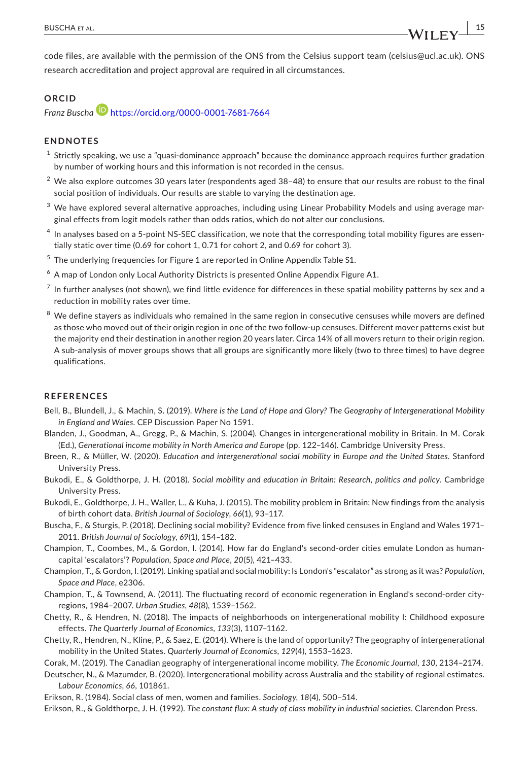code files, are available with the permission of the ONS from the Celsius support team (celsius@ucl.ac.uk). ONS research accreditation and project approval are required in all circumstances.

## ORCID

*Franz Buscha* https://orcid.org/0000-0001-7681-7664

## ENDNOTES

[1] Strictly speaking, we use a "quasi-dominance approach" because the dominance approach requires further gradation by number of working hours and this information is not recorded in the census.

[2] We also explore outcomes 30 years later (respondents aged 38–48) to ensure that our results are robust to the final social position of individuals. Our results are stable to varying the destination age.

[3] We have explored several alternative approaches, including using Linear Probability Models and using average marginal effects from logit models rather than odds ratios, which do not alter our conclusions.

[4] In analyses based on a 5-point NS-SEC classification, we note that the corresponding total mobility figures are essentially static over time (0.69 for cohort 1, 0.71 for cohort 2, and 0.69 for cohort 3).

[5] The underlying frequencies for Figure 1 are reported in Online Appendix Table S1.

[6] A map of London only Local Authority Districts is presented Online Appendix Figure A1.

[7] In further analyses (not shown), we find little evidence for differences in these spatial mobility patterns by sex and a reduction in mobility rates over time.

[8] We define stayers as individuals who remained in the same region in consecutive censuses while movers are defined as those who moved out of their origin region in one of the two follow-up censuses. Different mover patterns exist but the majority end their destination in another region 20 years later. Circa 14% of all movers return to their origin region. A sub-analysis of mover groups shows that all groups are significantly more likely (two to three times) to have degree qualifications.

## REFERENCES

Bell, B., Blundell, J., & Machin, S. (2019). *Where is the Land of Hope and Glory? The Geography of Intergenerational Mobility in England and Wales*. CEP Discussion Paper No 1591.

Blanden, J., Goodman, A., Gregg, P., & Machin, S. (2004). Changes in intergenerational mobility in Britain. In M. Corak (Ed.), *Generational income mobility in North America and Europe* (pp. 122–146). Cambridge University Press.

Breen, R., & Müller, W. (2020). *Education and intergenerational social mobility in Europe and the United States*. Stanford University Press.

Bukodi, E., & Goldthorpe, J. H. (2018). *Social mobility and education in Britain: Research, politics and policy*. Cambridge University Press.

Bukodi, E., Goldthorpe, J. H., Waller, L., & Kuha, J. (2015). The mobility problem in Britain: New findings from the analysis of birth cohort data. *British Journal of Sociology*, *66*(1), 93–117.

Buscha, F., & Sturgis, P. (2018). Declining social mobility? Evidence from five linked censuses in England and Wales 1971–2011. *British Journal of Sociology*, *69*(1), 154–182.

Champion, T., Coombes, M., & Gordon, I. (2014). How far do England's second-order cities emulate London as human-capital 'escalators'? *Population, Space and Place*, *20*(5), 421–433.

Champion, T., & Gordon, I. (2019). Linking spatial and social mobility: Is London's "escalator" as strong as it was? *Population, Space and Place*, e2306.

Champion, T., & Townsend, A. (2011). The fluctuating record of economic regeneration in England's second-order city-regions, 1984–2007. *Urban Studies*, *48*(8), 1539–1562.

Chetty, R., & Hendren, N. (2018). The impacts of neighborhoods on intergenerational mobility I: Childhood exposure effects. *The Quarterly Journal of Economics*, *133*(3), 1107–1162.

Chetty, R., Hendren, N., Kline, P., & Saez, E. (2014). Where is the land of opportunity? The geography of intergenerational mobility in the United States. *Quarterly Journal of Economics*, *129*(4), 1553–1623.

Corak, M. (2019). The Canadian geography of intergenerational income mobility. *The Economic Journal*, *130*, 2134–2174.

Deutscher, N., & Mazumder, B. (2020). Intergenerational mobility across Australia and the stability of regional estimates. *Labour Economics*, *66*, 101861.

Erikson, R. (1984). Social class of men, women and families. *Sociology*, *18*(4), 500–514.

Erikson, R., & Goldthorpe, J. H. (1992). *The constant flux: A study of class mobility in industrial societies*. Clarendon Press.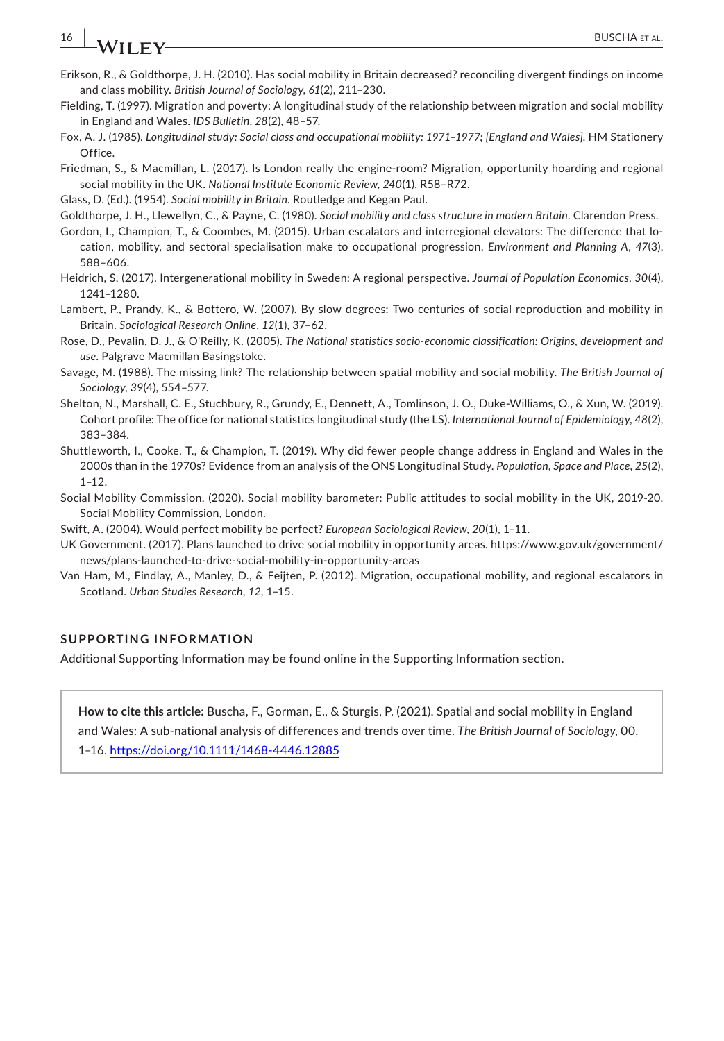Erikson, R., & Goldthorpe, J. H. (2010). Has social mobility in Britain decreased? reconciling divergent findings on income and class mobility. *British Journal of Sociology*, *61*(2), 211–230.

Fielding, T. (1997). Migration and poverty: A longitudinal study of the relationship between migration and social mobility in England and Wales. *IDS Bulletin*, *28*(2), 48–57.

Fox, A. J. (1985). *Longitudinal study: Social class and occupational mobility: 1971–1977; [England and Wales]*. HM Stationery Office.

Friedman, S., & Macmillan, L. (2017). Is London really the engine-room? Migration, opportunity hoarding and regional social mobility in the UK. *National Institute Economic Review*, *240*(1), R58–R72.

Glass, D. (Ed.). (1954). *Social mobility in Britain*. Routledge and Kegan Paul.

Goldthorpe, J. H., Llewellyn, C., & Payne, C. (1980). *Social mobility and class structure in modern Britain*. Clarendon Press.

Gordon, I., Champion, T., & Coombes, M. (2015). Urban escalators and interregional elevators: The difference that location, mobility, and sectoral specialisation make to occupational progression. *Environment and Planning A*, *47*(3), 588–606.

Heidrich, S. (2017). Intergenerational mobility in Sweden: A regional perspective. *Journal of Population Economics*, *30*(4), 1241–1280.

Lambert, P., Prandy, K., & Bottero, W. (2007). By slow degrees: Two centuries of social reproduction and mobility in Britain. *Sociological Research Online*, *12*(1), 37–62.

Rose, D., Pevalin, D. J., & O'Reilly, K. (2005). *The National statistics socio-economic classification: Origins, development and use*. Palgrave Macmillan Basingstoke.

Savage, M. (1988). The missing link? The relationship between spatial mobility and social mobility. *The British Journal of Sociology*, *39*(4), 554–577.

Shelton, N., Marshall, C. E., Stuchbury, R., Grundy, E., Dennett, A., Tomlinson, J. O., Duke-Williams, O., & Xun, W. (2019). Cohort profile: The office for national statistics longitudinal study (the LS). *International Journal of Epidemiology*, *48*(2), 383–384.

Shuttleworth, I., Cooke, T., & Champion, T. (2019). Why did fewer people change address in England and Wales in the 2000s than in the 1970s? Evidence from an analysis of the ONS Longitudinal Study. *Population, Space and Place*, *25*(2), 1–12.

Social Mobility Commission. (2020). Social mobility barometer: Public attitudes to social mobility in the UK, 2019-20. Social Mobility Commission, London.

Swift, A. (2004). Would perfect mobility be perfect? *European Sociological Review*, *20*(1), 1–11.

UK Government. (2017). Plans launched to drive social mobility in opportunity areas. https://www.gov.uk/government/news/plans-launched-to-drive-social-mobility-in-opportunity-areas

Van Ham, M., Findlay, A., Manley, D., & Feijten, P. (2012). Migration, occupational mobility, and regional escalators in Scotland. *Urban Studies Research*, *12*, 1–15.

## SUPPORTING INFORMATION

Additional Supporting Information may be found online in the Supporting Information section.

**How to cite this article:** Buscha, F., Gorman, E., & Sturgis, P. (2021). Spatial and social mobility in England and Wales: A sub-national analysis of differences and trends over time. *The British Journal of Sociology*, 00, 1–16. https://doi.org/10.1111/1468-4446.12885